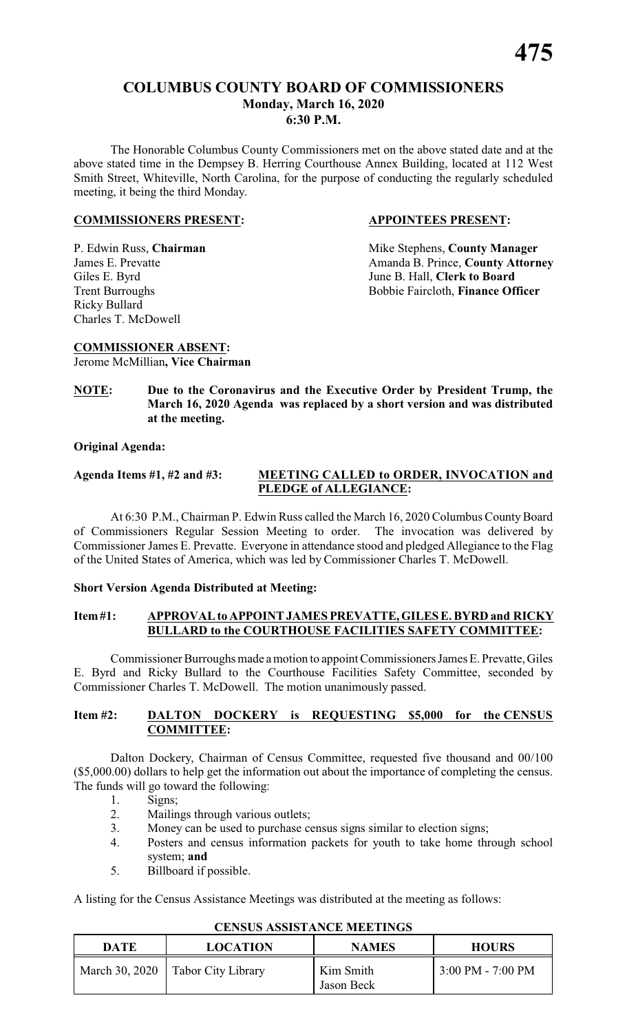# COLUMBUS COUNTY BOARD OF COMMISSIONERS
## Monday, March 16, 2020
## 6:30 P.M.

The Honorable Columbus County Commissioners met on the above stated date and at the above stated time in the Dempsey B. Herring Courthouse Annex Building, located at 112 West Smith Street, Whiteville, North Carolina, for the purpose of conducting the regularly scheduled meeting, it being the third Monday.

**COMMISSIONERS PRESENT:**

P. Edwin Russ, **Chairman**
James E. Prevatte
Giles E. Byrd
Trent Burroughs
Ricky Bullard
Charles T. McDowell

**APPOINTEES PRESENT:**

Mike Stephens, **County Manager**
Amanda B. Prince, **County Attorney**
June B. Hall, **Clerk to Board**
Bobbie Faircloth, **Finance Officer**

**COMMISSIONER ABSENT:**
Jerome McMillian**, Vice Chairman**

**NOTE: Due to the Coronavirus and the Executive Order by President Trump, the March 16, 2020 Agenda was replaced by a short version and was distributed at the meeting.**

**Original Agenda:**

**Agenda Items #1, #2 and #3: MEETING CALLED to ORDER, INVOCATION and PLEDGE of ALLEGIANCE:**

At 6:30 P.M., Chairman P. Edwin Russ called the March 16, 2020 Columbus County Board of Commissioners Regular Session Meeting to order. The invocation was delivered by Commissioner James E. Prevatte. Everyone in attendance stood and pledged Allegiance to the Flag of the United States of America, which was led by Commissioner Charles T. McDowell.

**Short Version Agenda Distributed at Meeting:**

**Item #1: APPROVAL to APPOINT JAMES PREVATTE, GILES E. BYRD and RICKY BULLARD to the COURTHOUSE FACILITIES SAFETY COMMITTEE:**

Commissioner Burroughs made a motion to appoint Commissioners James E. Prevatte, Giles E. Byrd and Ricky Bullard to the Courthouse Facilities Safety Committee, seconded by Commissioner Charles T. McDowell. The motion unanimously passed.

**Item #2: DALTON DOCKERY is REQUESTING $5,000 for the CENSUS COMMITTEE:**

Dalton Dockery, Chairman of Census Committee, requested five thousand and 00/100 ($5,000.00) dollars to help get the information out about the importance of completing the census. The funds will go toward the following:

1. Signs;
2. Mailings through various outlets;
3. Money can be used to purchase census signs similar to election signs;
4. Posters and census information packets for youth to take home through school system; **and**
5. Billboard if possible.

A listing for the Census Assistance Meetings was distributed at the meeting as follows:

**CENSUS ASSISTANCE MEETINGS**

| DATE | LOCATION | NAMES | HOURS |
|---|---|---|---|
| March 30, 2020 | Tabor City Library | Kim Smith<br>Jason Beck | 3:00 PM - 7:00 PM |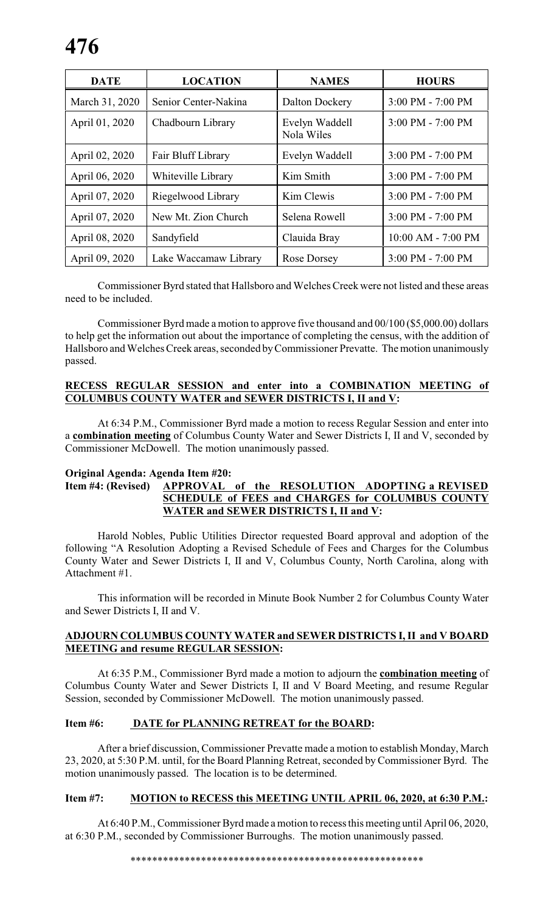| DATE | LOCATION | NAMES | HOURS |
| --- | --- | --- | --- |
| March 31, 2020 | Senior Center-Nakina | Dalton Dockery | 3:00 PM - 7:00 PM |
| April 01, 2020 | Chadbourn Library | Evelyn Waddell<br>Nola Wiles | 3:00 PM - 7:00 PM |
| April 02, 2020 | Fair Bluff Library | Evelyn Waddell | 3:00 PM - 7:00 PM |
| April 06, 2020 | Whiteville Library | Kim Smith | 3:00 PM - 7:00 PM |
| April 07, 2020 | Riegelwood Library | Kim Clewis | 3:00 PM - 7:00 PM |
| April 07, 2020 | New Mt. Zion Church | Selena Rowell | 3:00 PM - 7:00 PM |
| April 08, 2020 | Sandyfield | Clauida Bray | 10:00 AM - 7:00 PM |
| April 09, 2020 | Lake Waccamaw Library | Rose Dorsey | 3:00 PM - 7:00 PM |

Commissioner Byrd stated that Hallsboro and Welches Creek were not listed and these areas need to be included.

Commissioner Byrd made a motion to approve five thousand and 00/100 ($5,000.00) dollars to help get the information out about the importance of completing the census, with the addition of Hallsboro and Welches Creek areas, seconded by Commissioner Prevatte. The motion unanimously passed.

**RECESS REGULAR SESSION and enter into a COMBINATION MEETING of COLUMBUS COUNTY WATER and SEWER DISTRICTS I, II and V:**

At 6:34 P.M., Commissioner Byrd made a motion to recess Regular Session and enter into a **combination meeting** of Columbus County Water and Sewer Districts I, II and V, seconded by Commissioner McDowell. The motion unanimously passed.

**Original Agenda: Agenda Item #20:**
**Item #4: (Revised) APPROVAL of the RESOLUTION ADOPTING a REVISED SCHEDULE of FEES and CHARGES for COLUMBUS COUNTY WATER and SEWER DISTRICTS I, II and V:**

Harold Nobles, Public Utilities Director requested Board approval and adoption of the following "A Resolution Adopting a Revised Schedule of Fees and Charges for the Columbus County Water and Sewer Districts I, II and V, Columbus County, North Carolina, along with Attachment #1.

This information will be recorded in Minute Book Number 2 for Columbus County Water and Sewer Districts I, II and V.

**ADJOURN COLUMBUS COUNTY WATER and SEWER DISTRICTS I, II and V BOARD MEETING and resume REGULAR SESSION:**

At 6:35 P.M., Commissioner Byrd made a motion to adjourn the **combination meeting** of Columbus County Water and Sewer Districts I, II and V Board Meeting, and resume Regular Session, seconded by Commissioner McDowell. The motion unanimously passed.

**Item #6: DATE for PLANNING RETREAT for the BOARD:**

After a brief discussion, Commissioner Prevatte made a motion to establish Monday, March 23, 2020, at 5:30 P.M. until, for the Board Planning Retreat, seconded by Commissioner Byrd. The motion unanimously passed. The location is to be determined.

**Item #7: MOTION to RECESS this MEETING UNTIL APRIL 06, 2020, at 6:30 P.M.:**

At 6:40 P.M., Commissioner Byrd made a motion to recess this meeting until April 06, 2020, at 6:30 P.M., seconded by Commissioner Burroughs. The motion unanimously passed.

*******************************************************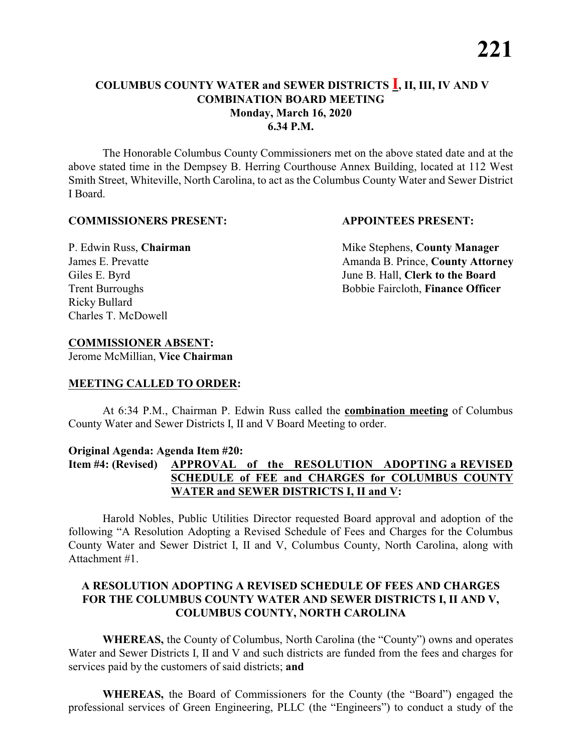# COLUMBUS COUNTY WATER and SEWER DISTRICTS I, II, III, IV AND V COMBINATION BOARD MEETING
## Monday, March 16, 2020
## 6.34 P.M.

The Honorable Columbus County Commissioners met on the above stated date and at the above stated time in the Dempsey B. Herring Courthouse Annex Building, located at 112 West Smith Street, Whiteville, North Carolina, to act as the Columbus County Water and Sewer District I Board.

**COMMISSIONERS PRESENT:**

P. Edwin Russ, **Chairman**
James E. Prevatte
Giles E. Byrd
Trent Burroughs
Ricky Bullard
Charles T. McDowell

**APPOINTEES PRESENT:**

Mike Stephens, **County Manager**
Amanda B. Prince, **County Attorney**
June B. Hall, **Clerk to the Board**
Bobbie Faircloth, **Finance Officer**

**COMMISSIONER ABSENT:**
Jerome McMillian, **Vice Chairman**

**MEETING CALLED TO ORDER:**

At 6:34 P.M., Chairman P. Edwin Russ called the **combination meeting** of Columbus County Water and Sewer Districts I, II and V Board Meeting to order.

**Original Agenda: Agenda Item #20:**
**Item #4: (Revised) APPROVAL of the RESOLUTION ADOPTING a REVISED SCHEDULE of FEE and CHARGES for COLUMBUS COUNTY WATER and SEWER DISTRICTS I, II and V:**

Harold Nobles, Public Utilities Director requested Board approval and adoption of the following "A Resolution Adopting a Revised Schedule of Fees and Charges for the Columbus County Water and Sewer District I, II and V, Columbus County, North Carolina, along with Attachment #1.

**A RESOLUTION ADOPTING A REVISED SCHEDULE OF FEES AND CHARGES FOR THE COLUMBUS COUNTY WATER AND SEWER DISTRICTS I, II AND V, COLUMBUS COUNTY, NORTH CAROLINA**

**WHEREAS,** the County of Columbus, North Carolina (the "County") owns and operates Water and Sewer Districts I, II and V and such districts are funded from the fees and charges for services paid by the customers of said districts; **and**

**WHEREAS,** the Board of Commissioners for the County (the "Board") engaged the professional services of Green Engineering, PLLC (the "Engineers") to conduct a study of the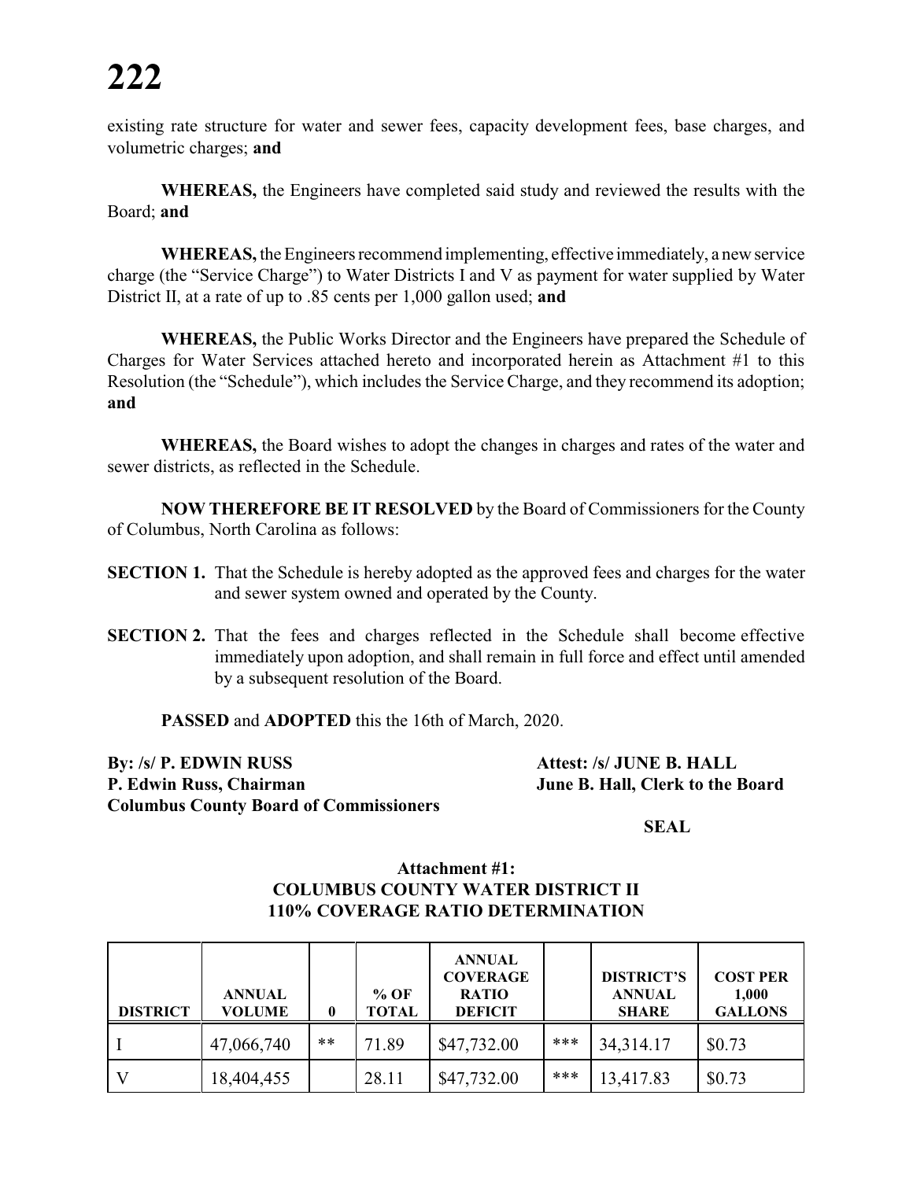existing rate structure for water and sewer fees, capacity development fees, base charges, and volumetric charges; **and**

**WHEREAS,** the Engineers have completed said study and reviewed the results with the Board; **and**

**WHEREAS,** the Engineers recommend implementing, effective immediately, a new service charge (the "Service Charge") to Water Districts I and V as payment for water supplied by Water District II, at a rate of up to .85 cents per 1,000 gallon used; **and**

**WHEREAS,** the Public Works Director and the Engineers have prepared the Schedule of Charges for Water Services attached hereto and incorporated herein as Attachment #1 to this Resolution (the "Schedule"), which includes the Service Charge, and they recommend its adoption; **and**

**WHEREAS,** the Board wishes to adopt the changes in charges and rates of the water and sewer districts, as reflected in the Schedule.

**NOW THEREFORE BE IT RESOLVED** by the Board of Commissioners for the County of Columbus, North Carolina as follows:

**SECTION 1.** That the Schedule is hereby adopted as the approved fees and charges for the water and sewer system owned and operated by the County.

**SECTION 2.** That the fees and charges reflected in the Schedule shall become effective immediately upon adoption, and shall remain in full force and effect until amended by a subsequent resolution of the Board.

**PASSED** and **ADOPTED** this the 16th of March, 2020.

**By: /s/ P. EDWIN RUSS**
**P. Edwin Russ, Chairman**
**Columbus County Board of Commissioners**

**Attest: /s/ JUNE B. HALL**
**June B. Hall, Clerk to the Board**

**SEAL**

**Attachment #1:**
**COLUMBUS COUNTY WATER DISTRICT II**
**110% COVERAGE RATIO DETERMINATION**

| DISTRICT | ANNUAL VOLUME | 0 | % OF TOTAL | ANNUAL COVERAGE RATIO DEFICIT | | DISTRICT'S ANNUAL SHARE | COST PER 1,000 GALLONS |
|---|---|---|---|---|---|---|---|
| I | 47,066,740 | ** | 71.89 | $47,732.00 | *** | 34,314.17 | $0.73 |
| V | 18,404,455 | | 28.11 | $47,732.00 | *** | 13,417.83 | $0.73 |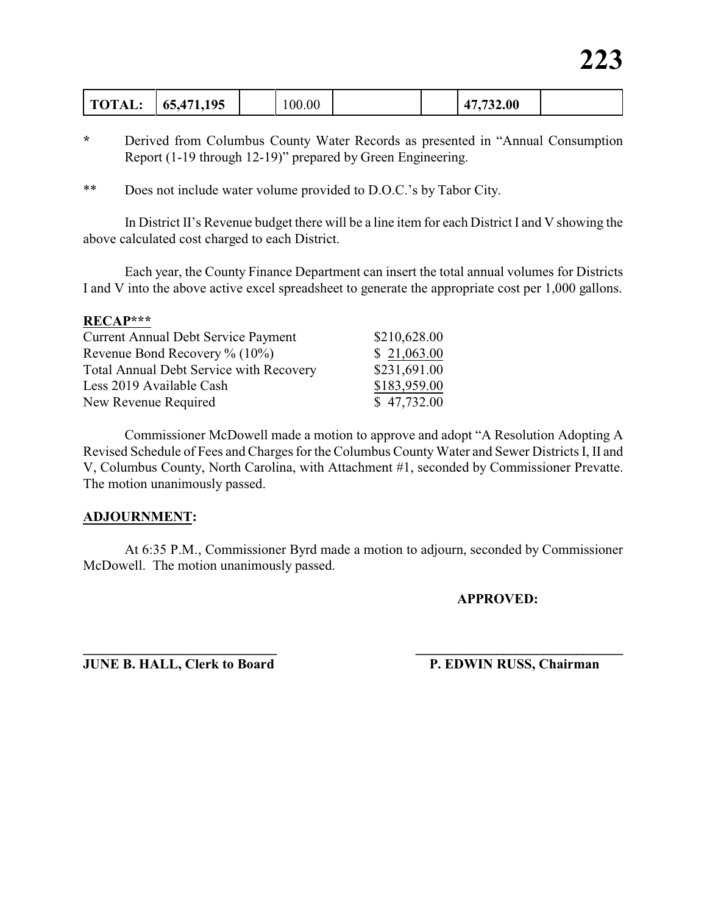| TOTAL: | 65,471,195 | | 100.00 | | | 47,732.00 | |
|---|---|---|---|---|---|---|---|

**\*** Derived from Columbus County Water Records as presented in "Annual Consumption Report (1-19 through 12-19)" prepared by Green Engineering.

\*\* Does not include water volume provided to D.O.C.'s by Tabor City.

In District II's Revenue budget there will be a line item for each District I and V showing the above calculated cost charged to each District.

Each year, the County Finance Department can insert the total annual volumes for Districts I and V into the above active excel spreadsheet to generate the appropriate cost per 1,000 gallons.

**RECAP\*\*\***

| | |
|---|---|
| Current Annual Debt Service Payment | $210,628.00 |
| Revenue Bond Recovery % (10%) | $ 21,063.00 |
| Total Annual Debt Service with Recovery | $231,691.00 |
| Less 2019 Available Cash | $183,959.00 |
| New Revenue Required | $ 47,732.00 |

Commissioner McDowell made a motion to approve and adopt "A Resolution Adopting A Revised Schedule of Fees and Charges for the Columbus County Water and Sewer Districts I, II and V, Columbus County, North Carolina, with Attachment #1, seconded by Commissioner Prevatte. The motion unanimously passed.

**ADJOURNMENT:**

At 6:35 P.M., Commissioner Byrd made a motion to adjourn, seconded by Commissioner McDowell. The motion unanimously passed.

**APPROVED:**

**JUNE B. HALL, Clerk to Board** **P. EDWIN RUSS, Chairman**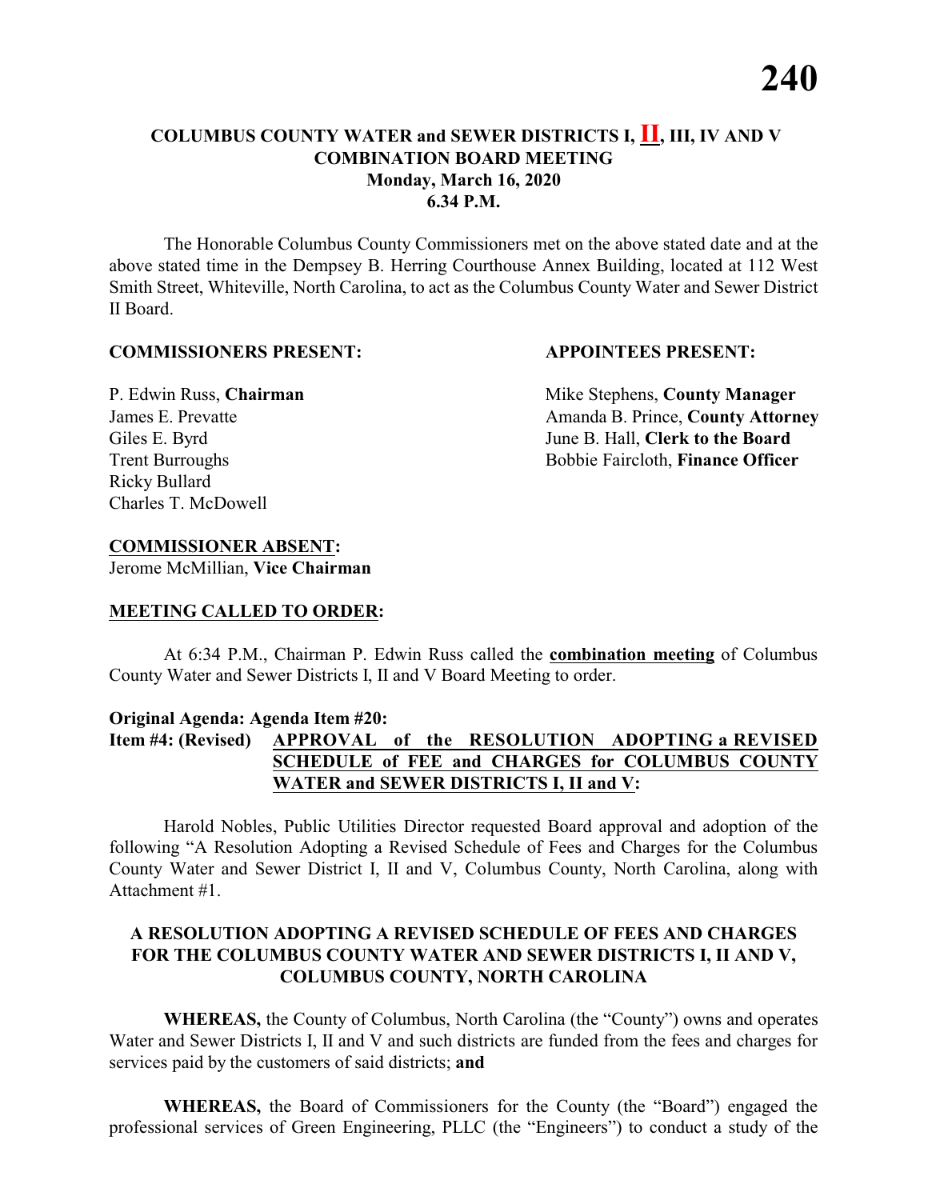**COLUMBUS COUNTY WATER and SEWER DISTRICTS I, II, III, IV AND V**
**COMBINATION BOARD MEETING**
**Monday, March 16, 2020**
**6.34 P.M.**

The Honorable Columbus County Commissioners met on the above stated date and at the above stated time in the Dempsey B. Herring Courthouse Annex Building, located at 112 West Smith Street, Whiteville, North Carolina, to act as the Columbus County Water and Sewer District II Board.

**COMMISSIONERS PRESENT:**

P. Edwin Russ, **Chairman**
James E. Prevatte
Giles E. Byrd
Trent Burroughs
Ricky Bullard
Charles T. McDowell

**APPOINTEES PRESENT:**

Mike Stephens, **County Manager**
Amanda B. Prince, **County Attorney**
June B. Hall, **Clerk to the Board**
Bobbie Faircloth, **Finance Officer**

**COMMISSIONER ABSENT:**
Jerome McMillian, **Vice Chairman**

**MEETING CALLED TO ORDER:**

At 6:34 P.M., Chairman P. Edwin Russ called the **combination meeting** of Columbus County Water and Sewer Districts I, II and V Board Meeting to order.

**Original Agenda: Agenda Item #20:**
**Item #4: (Revised) APPROVAL of the RESOLUTION ADOPTING a REVISED SCHEDULE of FEE and CHARGES for COLUMBUS COUNTY WATER and SEWER DISTRICTS I, II and V:**

Harold Nobles, Public Utilities Director requested Board approval and adoption of the following "A Resolution Adopting a Revised Schedule of Fees and Charges for the Columbus County Water and Sewer District I, II and V, Columbus County, North Carolina, along with Attachment #1.

**A RESOLUTION ADOPTING A REVISED SCHEDULE OF FEES AND CHARGES FOR THE COLUMBUS COUNTY WATER AND SEWER DISTRICTS I, II AND V, COLUMBUS COUNTY, NORTH CAROLINA**

**WHEREAS,** the County of Columbus, North Carolina (the "County") owns and operates Water and Sewer Districts I, II and V and such districts are funded from the fees and charges for services paid by the customers of said districts; **and**

**WHEREAS,** the Board of Commissioners for the County (the "Board") engaged the professional services of Green Engineering, PLLC (the "Engineers") to conduct a study of the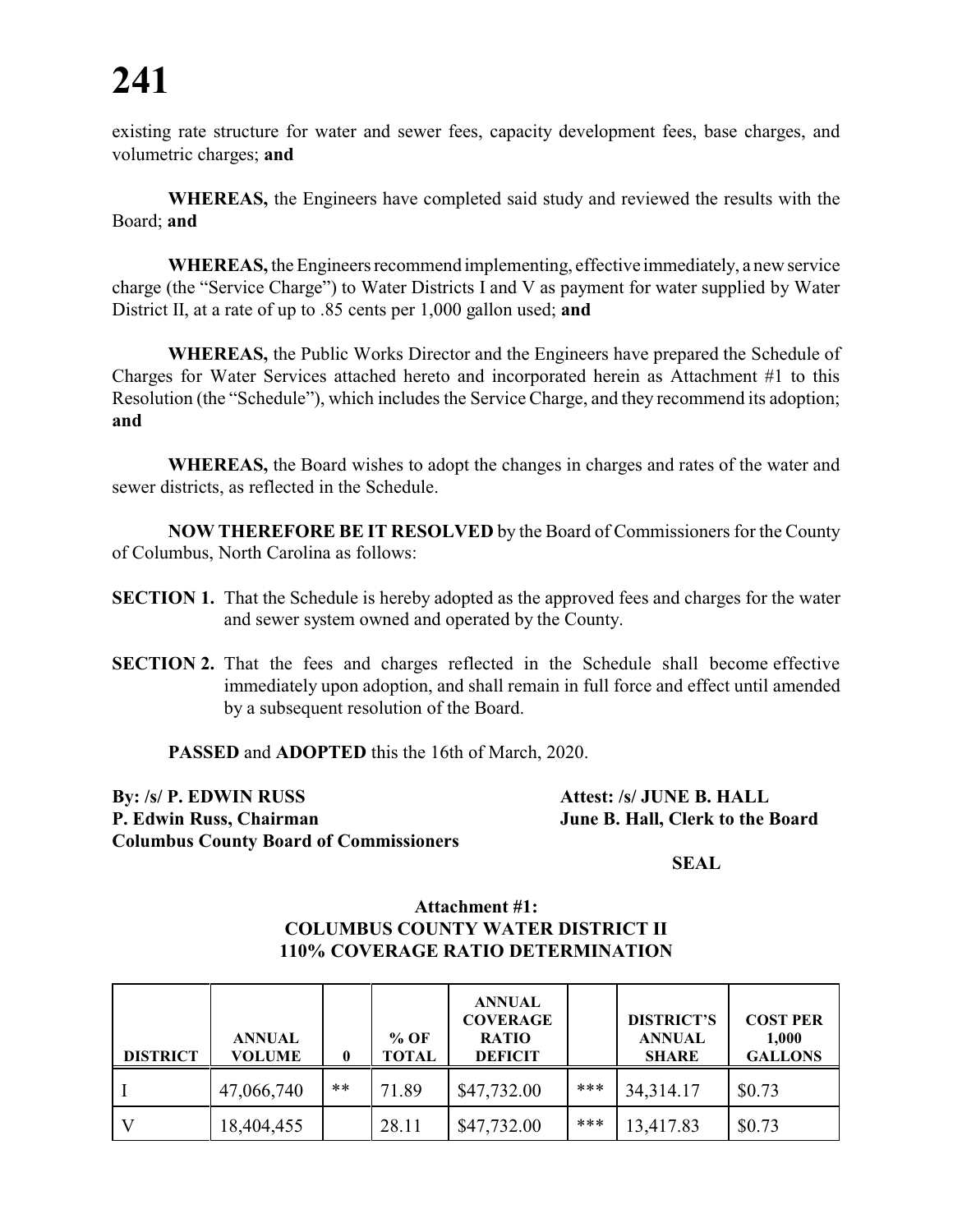existing rate structure for water and sewer fees, capacity development fees, base charges, and volumetric charges; **and**

**WHEREAS,** the Engineers have completed said study and reviewed the results with the Board; **and**

**WHEREAS,** the Engineers recommend implementing, effective immediately, a new service charge (the "Service Charge") to Water Districts I and V as payment for water supplied by Water District II, at a rate of up to .85 cents per 1,000 gallon used; **and**

**WHEREAS,** the Public Works Director and the Engineers have prepared the Schedule of Charges for Water Services attached hereto and incorporated herein as Attachment #1 to this Resolution (the "Schedule"), which includes the Service Charge, and they recommend its adoption; **and**

**WHEREAS,** the Board wishes to adopt the changes in charges and rates of the water and sewer districts, as reflected in the Schedule.

**NOW THEREFORE BE IT RESOLVED** by the Board of Commissioners for the County of Columbus, North Carolina as follows:

**SECTION 1.** That the Schedule is hereby adopted as the approved fees and charges for the water and sewer system owned and operated by the County.

**SECTION 2.** That the fees and charges reflected in the Schedule shall become effective immediately upon adoption, and shall remain in full force and effect until amended by a subsequent resolution of the Board.

**PASSED** and **ADOPTED** this the 16th of March, 2020.

**By: /s/ P. EDWIN RUSS**
**P. Edwin Russ, Chairman**
**Columbus County Board of Commissioners**

**Attest: /s/ JUNE B. HALL**
**June B. Hall, Clerk to the Board**

**SEAL**

**Attachment #1:**
**COLUMBUS COUNTY WATER DISTRICT II**
**110% COVERAGE RATIO DETERMINATION**

| DISTRICT | ANNUAL VOLUME | 0 | % OF TOTAL | ANNUAL COVERAGE RATIO DEFICIT | | DISTRICT'S ANNUAL SHARE | COST PER 1,000 GALLONS |
|---|---|---|---|---|---|---|---|
| I | 47,066,740 | ** | 71.89 | $47,732.00 | *** | 34,314.17 | $0.73 |
| V | 18,404,455 | | 28.11 | $47,732.00 | *** | 13,417.83 | $0.73 |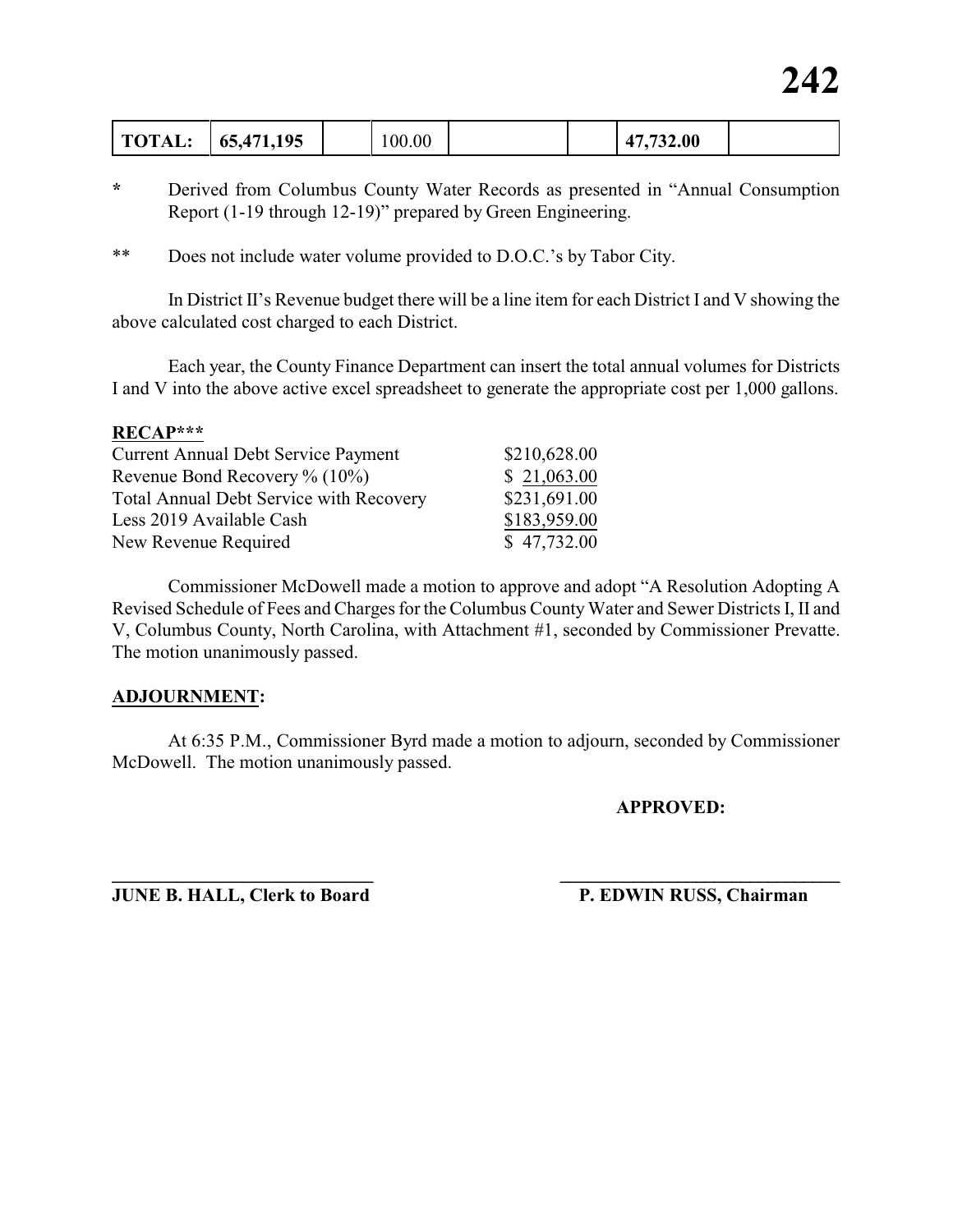| TOTAL: | 65,471,195 | | 100.00 | | | 47,732.00 | |
|---|---|---|---|---|---|---|---|

* Derived from Columbus County Water Records as presented in "Annual Consumption Report (1-19 through 12-19)" prepared by Green Engineering.

** Does not include water volume provided to D.O.C.'s by Tabor City.

In District II's Revenue budget there will be a line item for each District I and V showing the above calculated cost charged to each District.

Each year, the County Finance Department can insert the total annual volumes for Districts I and V into the above active excel spreadsheet to generate the appropriate cost per 1,000 gallons.

**RECAP*****

| | |
|---|---|
| Current Annual Debt Service Payment | $210,628.00 |
| Revenue Bond Recovery % (10%) | $ 21,063.00 |
| Total Annual Debt Service with Recovery | $231,691.00 |
| Less 2019 Available Cash | $183,959.00 |
| New Revenue Required | $ 47,732.00 |

Commissioner McDowell made a motion to approve and adopt "A Resolution Adopting A Revised Schedule of Fees and Charges for the Columbus County Water and Sewer Districts I, II and V, Columbus County, North Carolina, with Attachment #1, seconded by Commissioner Prevatte. The motion unanimously passed.

**ADJOURNMENT:**

At 6:35 P.M., Commissioner Byrd made a motion to adjourn, seconded by Commissioner McDowell. The motion unanimously passed.

**APPROVED:**

**JUNE B. HALL, Clerk to Board** **P. EDWIN RUSS, Chairman**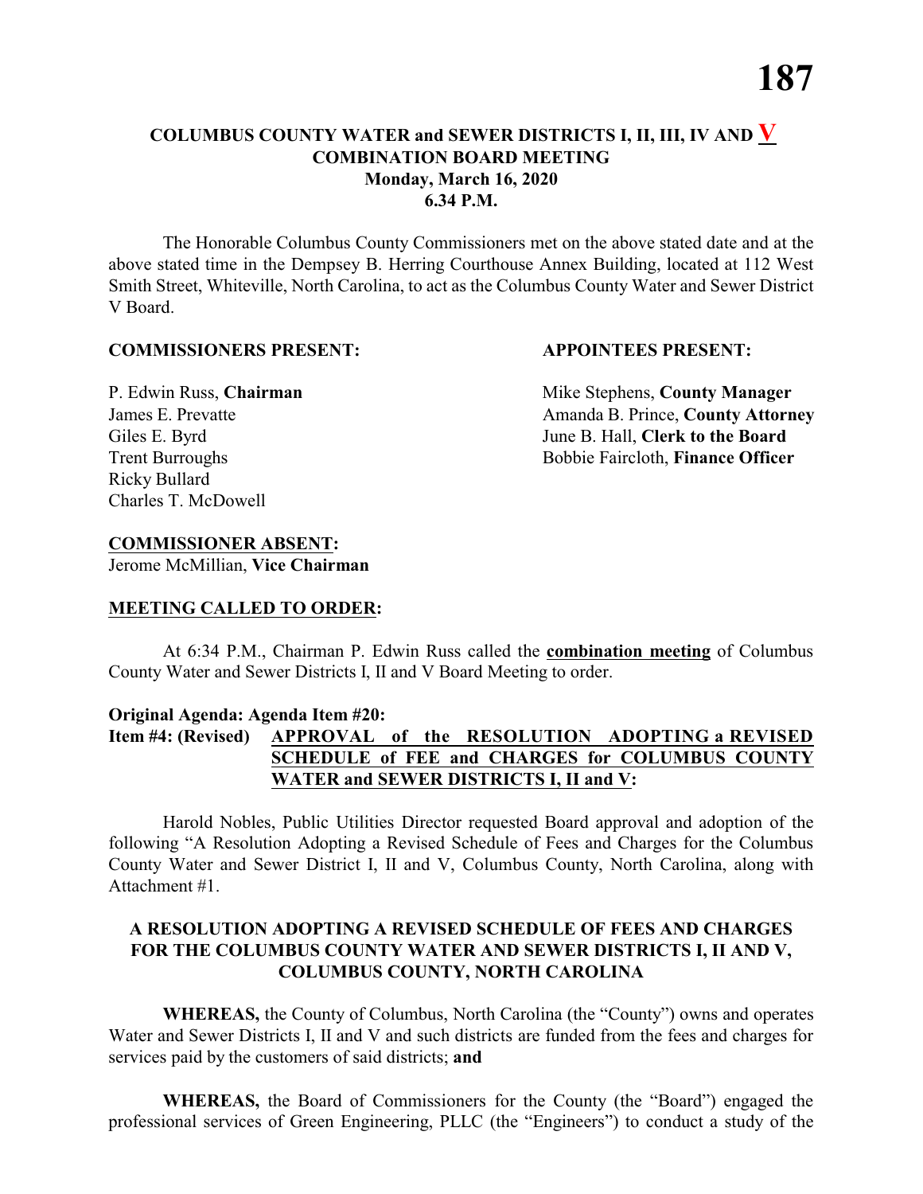**COLUMBUS COUNTY WATER and SEWER DISTRICTS I, II, III, IV AND V**
**COMBINATION BOARD MEETING**
**Monday, March 16, 2020**
**6.34 P.M.**

The Honorable Columbus County Commissioners met on the above stated date and at the above stated time in the Dempsey B. Herring Courthouse Annex Building, located at 112 West Smith Street, Whiteville, North Carolina, to act as the Columbus County Water and Sewer District V Board.

**COMMISSIONERS PRESENT:**

P. Edwin Russ, **Chairman**
James E. Prevatte
Giles E. Byrd
Trent Burroughs
Ricky Bullard
Charles T. McDowell

**APPOINTEES PRESENT:**

Mike Stephens, **County Manager**
Amanda B. Prince, **County Attorney**
June B. Hall, **Clerk to the Board**
Bobbie Faircloth, **Finance Officer**

**COMMISSIONER ABSENT:**
Jerome McMillian, **Vice Chairman**

**MEETING CALLED TO ORDER:**

At 6:34 P.M., Chairman P. Edwin Russ called the **combination meeting** of Columbus County Water and Sewer Districts I, II and V Board Meeting to order.

**Original Agenda: Agenda Item #20:**
**Item #4: (Revised) APPROVAL of the RESOLUTION ADOPTING a REVISED SCHEDULE of FEE and CHARGES for COLUMBUS COUNTY WATER and SEWER DISTRICTS I, II and V:**

Harold Nobles, Public Utilities Director requested Board approval and adoption of the following "A Resolution Adopting a Revised Schedule of Fees and Charges for the Columbus County Water and Sewer District I, II and V, Columbus County, North Carolina, along with Attachment #1.

**A RESOLUTION ADOPTING A REVISED SCHEDULE OF FEES AND CHARGES FOR THE COLUMBUS COUNTY WATER AND SEWER DISTRICTS I, II AND V, COLUMBUS COUNTY, NORTH CAROLINA**

**WHEREAS,** the County of Columbus, North Carolina (the "County") owns and operates Water and Sewer Districts I, II and V and such districts are funded from the fees and charges for services paid by the customers of said districts; **and**

**WHEREAS,** the Board of Commissioners for the County (the "Board") engaged the professional services of Green Engineering, PLLC (the "Engineers") to conduct a study of the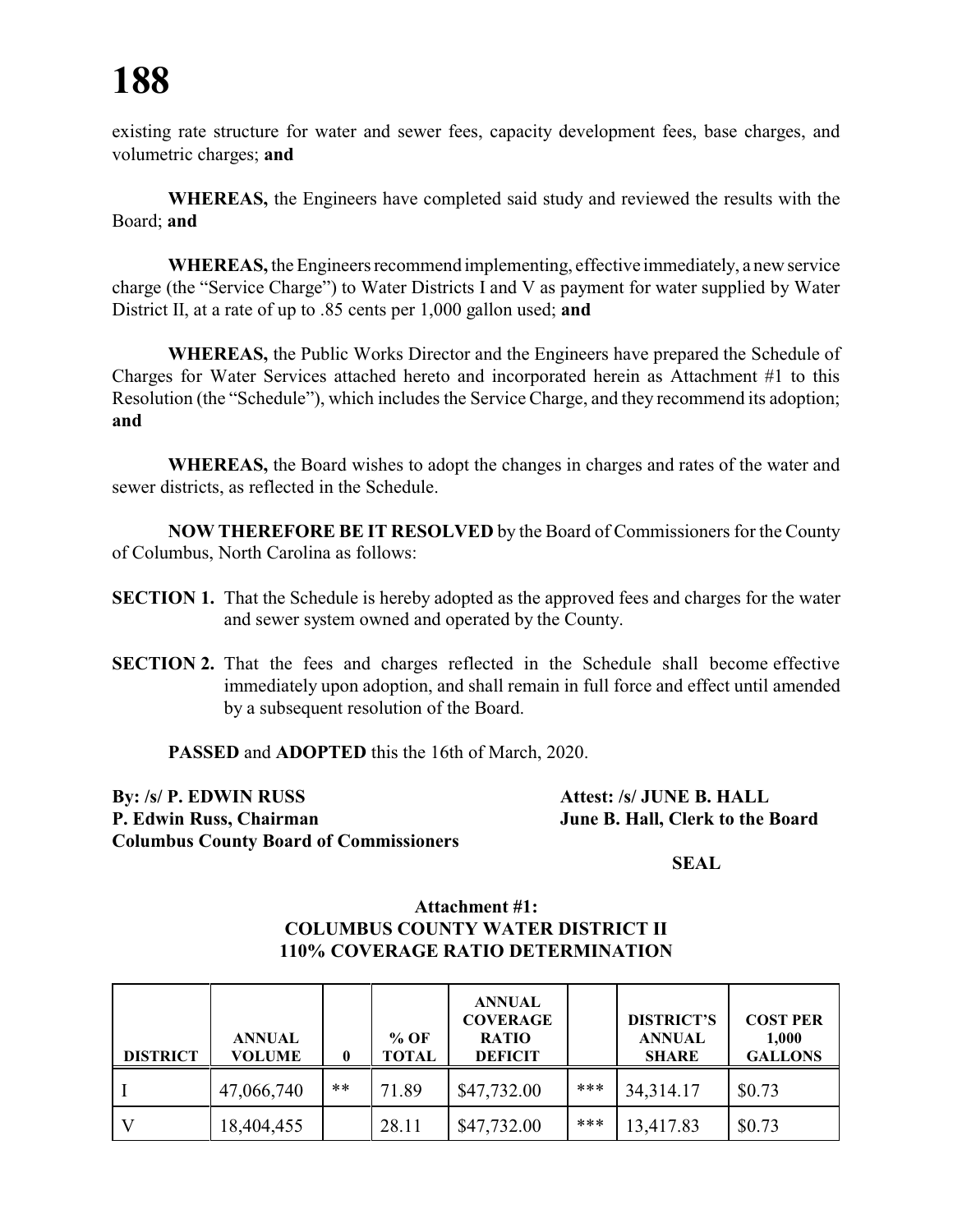existing rate structure for water and sewer fees, capacity development fees, base charges, and volumetric charges; **and**

**WHEREAS,** the Engineers have completed said study and reviewed the results with the Board; **and**

**WHEREAS,** the Engineers recommend implementing, effective immediately, a new service charge (the "Service Charge") to Water Districts I and V as payment for water supplied by Water District II, at a rate of up to .85 cents per 1,000 gallon used; **and**

**WHEREAS,** the Public Works Director and the Engineers have prepared the Schedule of Charges for Water Services attached hereto and incorporated herein as Attachment #1 to this Resolution (the "Schedule"), which includes the Service Charge, and they recommend its adoption; **and**

**WHEREAS,** the Board wishes to adopt the changes in charges and rates of the water and sewer districts, as reflected in the Schedule.

**NOW THEREFORE BE IT RESOLVED** by the Board of Commissioners for the County of Columbus, North Carolina as follows:

**SECTION 1.** That the Schedule is hereby adopted as the approved fees and charges for the water and sewer system owned and operated by the County.

**SECTION 2.** That the fees and charges reflected in the Schedule shall become effective immediately upon adoption, and shall remain in full force and effect until amended by a subsequent resolution of the Board.

**PASSED** and **ADOPTED** this the 16th of March, 2020.

**By: /s/ P. EDWIN RUSS**
**P. Edwin Russ, Chairman**
**Columbus County Board of Commissioners**

**Attest: /s/ JUNE B. HALL**
**June B. Hall, Clerk to the Board**

**SEAL**

**Attachment #1:**
**COLUMBUS COUNTY WATER DISTRICT II**
**110% COVERAGE RATIO DETERMINATION**

| DISTRICT | ANNUAL VOLUME | 0 | % OF TOTAL | ANNUAL COVERAGE RATIO DEFICIT | | DISTRICT'S ANNUAL SHARE | COST PER 1,000 GALLONS |
|---|---|---|---|---|---|---|---|
| I | 47,066,740 | ** | 71.89 | $47,732.00 | *** | 34,314.17 | $0.73 |
| V | 18,404,455 | | 28.11 | $47,732.00 | *** | 13,417.83 | $0.73 |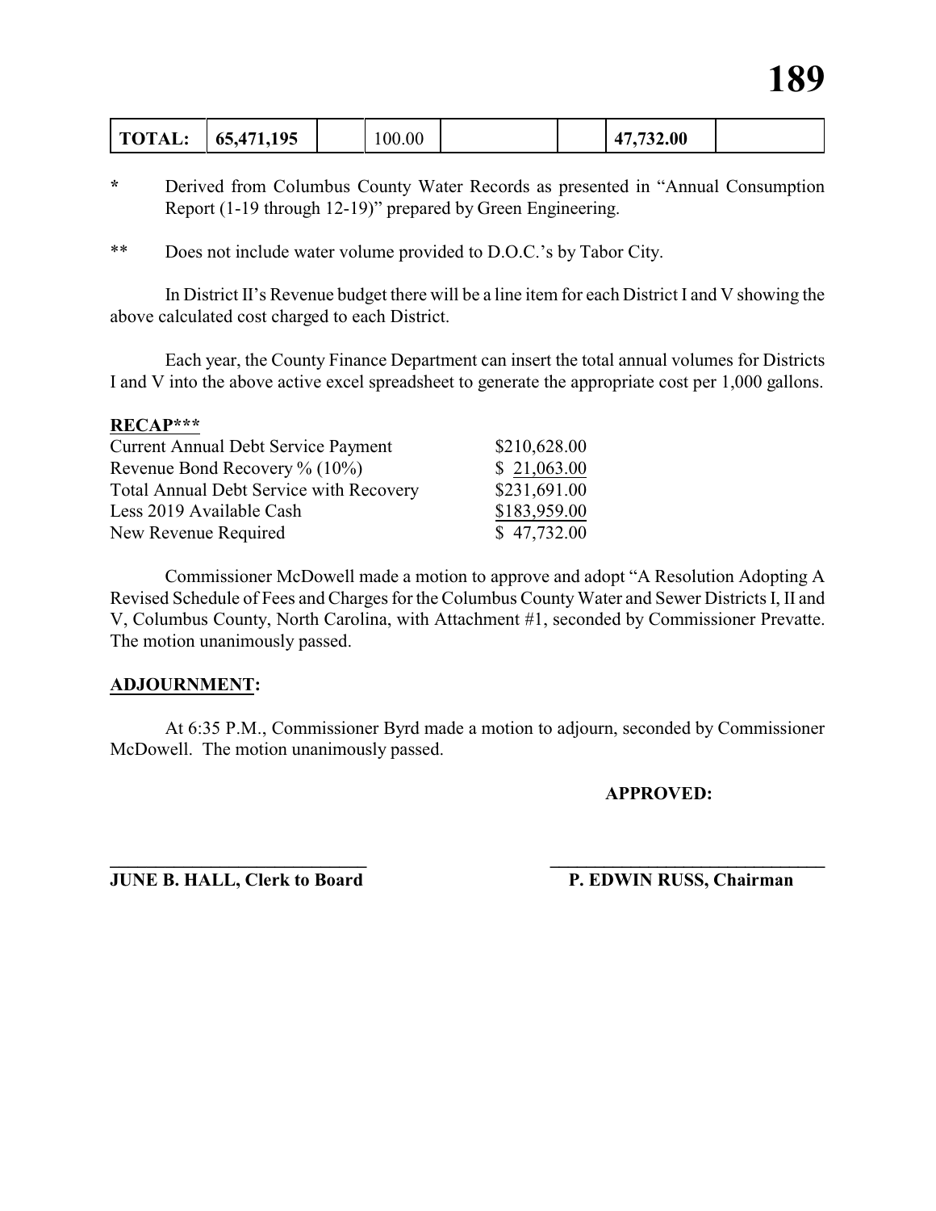| | | | | | | | |
|---|---|---|---|---|---|---|---|
| **TOTAL:** | **65,471,195** | | 100.00 | | | **47,732.00** | |

**\*** Derived from Columbus County Water Records as presented in "Annual Consumption Report (1-19 through 12-19)" prepared by Green Engineering.

\*\* Does not include water volume provided to D.O.C.'s by Tabor City.

In District II's Revenue budget there will be a line item for each District I and V showing the above calculated cost charged to each District.

Each year, the County Finance Department can insert the total annual volumes for Districts I and V into the above active excel spreadsheet to generate the appropriate cost per 1,000 gallons.

**RECAP\*\*\***

| | |
|---|---|
| Current Annual Debt Service Payment | $210,628.00 |
| Revenue Bond Recovery % (10%) | $ 21,063.00 |
| Total Annual Debt Service with Recovery | $231,691.00 |
| Less 2019 Available Cash | $183,959.00 |
| New Revenue Required | $ 47,732.00 |

Commissioner McDowell made a motion to approve and adopt "A Resolution Adopting A Revised Schedule of Fees and Charges for the Columbus County Water and Sewer Districts I, II and V, Columbus County, North Carolina, with Attachment #1, seconded by Commissioner Prevatte. The motion unanimously passed.

**ADJOURNMENT:**

At 6:35 P.M., Commissioner Byrd made a motion to adjourn, seconded by Commissioner McDowell. The motion unanimously passed.

**APPROVED:**

\_\_\_\_\_\_\_\_\_\_\_\_\_\_\_\_\_\_\_\_\_\_\_\_\_\_\_\_\_\_ \_\_\_\_\_\_\_\_\_\_\_\_\_\_\_\_\_\_\_\_\_\_\_\_\_\_\_\_\_\_

**JUNE B. HALL, Clerk to Board** **P. EDWIN RUSS, Chairman**